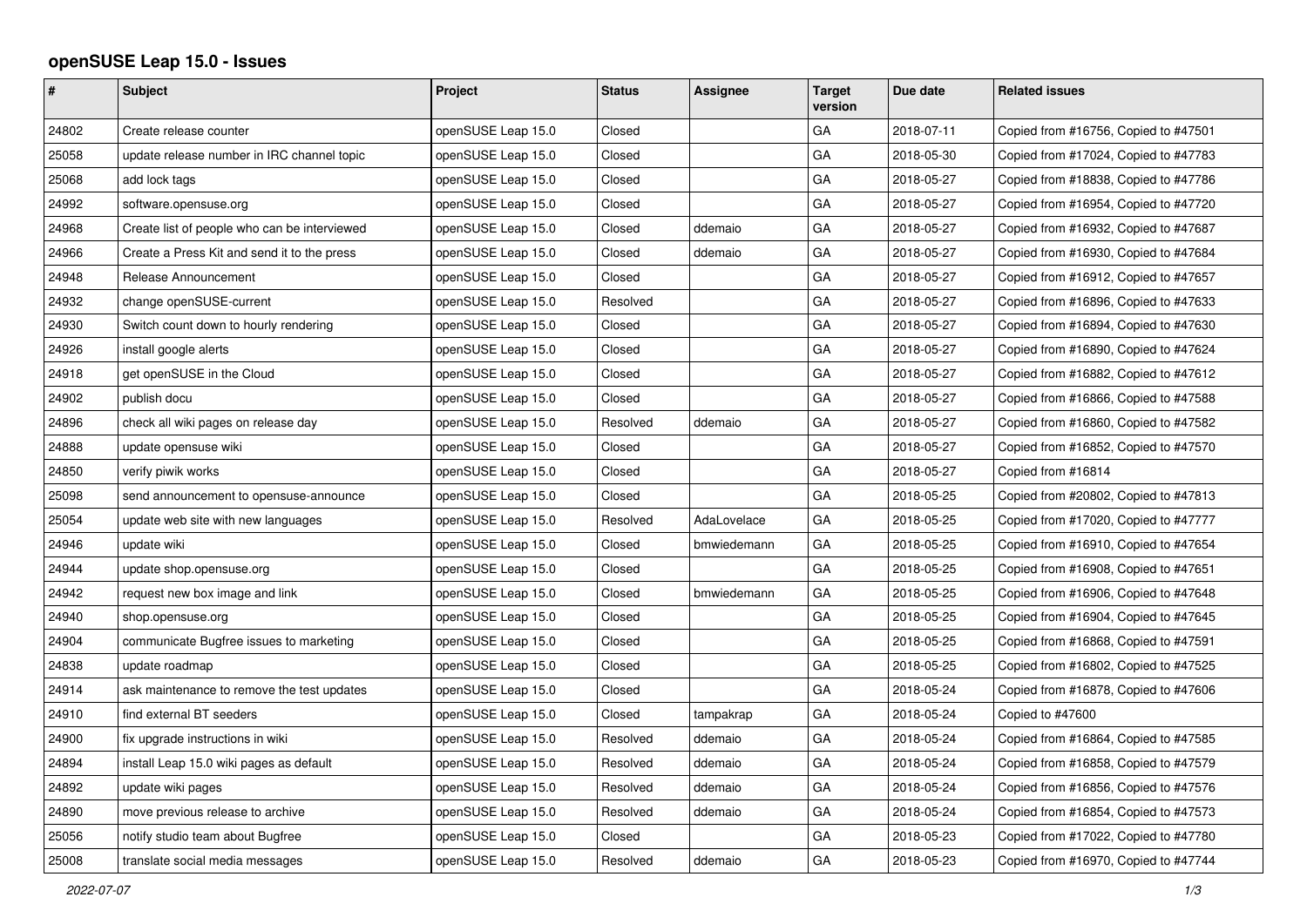# openSUSE Leap 15.0 - Issues

| # | Subject | Project | Status | Assignee | Target version | Due date | Related issues |
|---|---|---|---|---|---|---|---|
| 24802 | Create release counter | openSUSE Leap 15.0 | Closed | | GA | 2018-07-11 | Copied from #16756, Copied to #47501 |
| 25058 | update release number in IRC channel topic | openSUSE Leap 15.0 | Closed | | GA | 2018-05-30 | Copied from #17024, Copied to #47783 |
| 25068 | add lock tags | openSUSE Leap 15.0 | Closed | | GA | 2018-05-27 | Copied from #18838, Copied to #47786 |
| 24992 | software.opensuse.org | openSUSE Leap 15.0 | Closed | | GA | 2018-05-27 | Copied from #16954, Copied to #47720 |
| 24968 | Create list of people who can be interviewed | openSUSE Leap 15.0 | Closed | ddemaio | GA | 2018-05-27 | Copied from #16932, Copied to #47687 |
| 24966 | Create a Press Kit and send it to the press | openSUSE Leap 15.0 | Closed | ddemaio | GA | 2018-05-27 | Copied from #16930, Copied to #47684 |
| 24948 | Release Announcement | openSUSE Leap 15.0 | Closed | | GA | 2018-05-27 | Copied from #16912, Copied to #47657 |
| 24932 | change openSUSE-current | openSUSE Leap 15.0 | Resolved | | GA | 2018-05-27 | Copied from #16896, Copied to #47633 |
| 24930 | Switch count down to hourly rendering | openSUSE Leap 15.0 | Closed | | GA | 2018-05-27 | Copied from #16894, Copied to #47630 |
| 24926 | install google alerts | openSUSE Leap 15.0 | Closed | | GA | 2018-05-27 | Copied from #16890, Copied to #47624 |
| 24918 | get openSUSE in the Cloud | openSUSE Leap 15.0 | Closed | | GA | 2018-05-27 | Copied from #16882, Copied to #47612 |
| 24902 | publish docu | openSUSE Leap 15.0 | Closed | | GA | 2018-05-27 | Copied from #16866, Copied to #47588 |
| 24896 | check all wiki pages on release day | openSUSE Leap 15.0 | Resolved | ddemaio | GA | 2018-05-27 | Copied from #16860, Copied to #47582 |
| 24888 | update opensuse wiki | openSUSE Leap 15.0 | Closed | | GA | 2018-05-27 | Copied from #16852, Copied to #47570 |
| 24850 | verify piwik works | openSUSE Leap 15.0 | Closed | | GA | 2018-05-27 | Copied from #16814 |
| 25098 | send announcement to opensuse-announce | openSUSE Leap 15.0 | Closed | | GA | 2018-05-25 | Copied from #20802, Copied to #47813 |
| 25054 | update web site with new languages | openSUSE Leap 15.0 | Resolved | AdaLovelace | GA | 2018-05-25 | Copied from #17020, Copied to #47777 |
| 24946 | update wiki | openSUSE Leap 15.0 | Closed | bmwiedemann | GA | 2018-05-25 | Copied from #16910, Copied to #47654 |
| 24944 | update shop.opensuse.org | openSUSE Leap 15.0 | Closed | | GA | 2018-05-25 | Copied from #16908, Copied to #47651 |
| 24942 | request new box image and link | openSUSE Leap 15.0 | Closed | bmwiedemann | GA | 2018-05-25 | Copied from #16906, Copied to #47648 |
| 24940 | shop.opensuse.org | openSUSE Leap 15.0 | Closed | | GA | 2018-05-25 | Copied from #16904, Copied to #47645 |
| 24904 | communicate Bugfree issues to marketing | openSUSE Leap 15.0 | Closed | | GA | 2018-05-25 | Copied from #16868, Copied to #47591 |
| 24838 | update roadmap | openSUSE Leap 15.0 | Closed | | GA | 2018-05-25 | Copied from #16802, Copied to #47525 |
| 24914 | ask maintenance to remove the test updates | openSUSE Leap 15.0 | Closed | | GA | 2018-05-24 | Copied from #16878, Copied to #47606 |
| 24910 | find external BT seeders | openSUSE Leap 15.0 | Closed | tampakrap | GA | 2018-05-24 | Copied to #47600 |
| 24900 | fix upgrade instructions in wiki | openSUSE Leap 15.0 | Resolved | ddemaio | GA | 2018-05-24 | Copied from #16864, Copied to #47585 |
| 24894 | install Leap 15.0 wiki pages as default | openSUSE Leap 15.0 | Resolved | ddemaio | GA | 2018-05-24 | Copied from #16858, Copied to #47579 |
| 24892 | update wiki pages | openSUSE Leap 15.0 | Resolved | ddemaio | GA | 2018-05-24 | Copied from #16856, Copied to #47576 |
| 24890 | move previous release to archive | openSUSE Leap 15.0 | Resolved | ddemaio | GA | 2018-05-24 | Copied from #16854, Copied to #47573 |
| 25056 | notify studio team about Bugfree | openSUSE Leap 15.0 | Closed | | GA | 2018-05-23 | Copied from #17022, Copied to #47780 |
| 25008 | translate social media messages | openSUSE Leap 15.0 | Resolved | ddemaio | GA | 2018-05-23 | Copied from #16970, Copied to #47744 |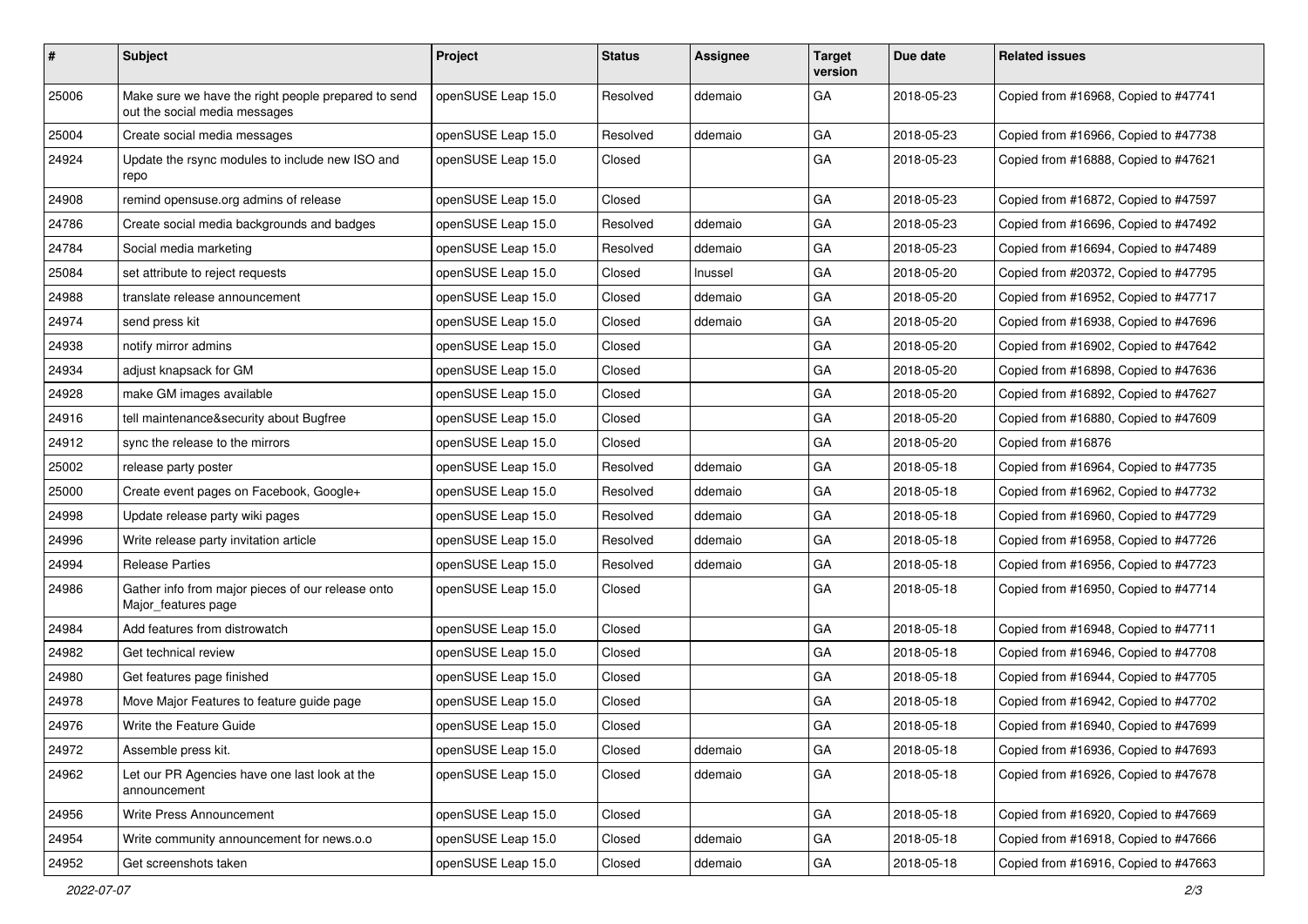| # | Subject | Project | Status | Assignee | Target version | Due date | Related issues |
|---|---|---|---|---|---|---|---|
| 25006 | Make sure we have the right people prepared to send out the social media messages | openSUSE Leap 15.0 | Resolved | ddemaio | GA | 2018-05-23 | Copied from #16968, Copied to #47741 |
| 25004 | Create social media messages | openSUSE Leap 15.0 | Resolved | ddemaio | GA | 2018-05-23 | Copied from #16966, Copied to #47738 |
| 24924 | Update the rsync modules to include new ISO and repo | openSUSE Leap 15.0 | Closed | | GA | 2018-05-23 | Copied from #16888, Copied to #47621 |
| 24908 | remind opensuse.org admins of release | openSUSE Leap 15.0 | Closed | | GA | 2018-05-23 | Copied from #16872, Copied to #47597 |
| 24786 | Create social media backgrounds and badges | openSUSE Leap 15.0 | Resolved | ddemaio | GA | 2018-05-23 | Copied from #16696, Copied to #47492 |
| 24784 | Social media marketing | openSUSE Leap 15.0 | Resolved | ddemaio | GA | 2018-05-23 | Copied from #16694, Copied to #47489 |
| 25084 | set attribute to reject requests | openSUSE Leap 15.0 | Closed | lnussel | GA | 2018-05-20 | Copied from #20372, Copied to #47795 |
| 24988 | translate release announcement | openSUSE Leap 15.0 | Closed | ddemaio | GA | 2018-05-20 | Copied from #16952, Copied to #47717 |
| 24974 | send press kit | openSUSE Leap 15.0 | Closed | ddemaio | GA | 2018-05-20 | Copied from #16938, Copied to #47696 |
| 24938 | notify mirror admins | openSUSE Leap 15.0 | Closed | | GA | 2018-05-20 | Copied from #16902, Copied to #47642 |
| 24934 | adjust knapsack for GM | openSUSE Leap 15.0 | Closed | | GA | 2018-05-20 | Copied from #16898, Copied to #47636 |
| 24928 | make GM images available | openSUSE Leap 15.0 | Closed | | GA | 2018-05-20 | Copied from #16892, Copied to #47627 |
| 24916 | tell maintenance&security about Bugfree | openSUSE Leap 15.0 | Closed | | GA | 2018-05-20 | Copied from #16880, Copied to #47609 |
| 24912 | sync the release to the mirrors | openSUSE Leap 15.0 | Closed | | GA | 2018-05-20 | Copied from #16876 |
| 25002 | release party poster | openSUSE Leap 15.0 | Resolved | ddemaio | GA | 2018-05-18 | Copied from #16964, Copied to #47735 |
| 25000 | Create event pages on Facebook, Google+ | openSUSE Leap 15.0 | Resolved | ddemaio | GA | 2018-05-18 | Copied from #16962, Copied to #47732 |
| 24998 | Update release party wiki pages | openSUSE Leap 15.0 | Resolved | ddemaio | GA | 2018-05-18 | Copied from #16960, Copied to #47729 |
| 24996 | Write release party invitation article | openSUSE Leap 15.0 | Resolved | ddemaio | GA | 2018-05-18 | Copied from #16958, Copied to #47726 |
| 24994 | Release Parties | openSUSE Leap 15.0 | Resolved | ddemaio | GA | 2018-05-18 | Copied from #16956, Copied to #47723 |
| 24986 | Gather info from major pieces of our release onto Major_features page | openSUSE Leap 15.0 | Closed | | GA | 2018-05-18 | Copied from #16950, Copied to #47714 |
| 24984 | Add features from distrowatch | openSUSE Leap 15.0 | Closed | | GA | 2018-05-18 | Copied from #16948, Copied to #47711 |
| 24982 | Get technical review | openSUSE Leap 15.0 | Closed | | GA | 2018-05-18 | Copied from #16946, Copied to #47708 |
| 24980 | Get features page finished | openSUSE Leap 15.0 | Closed | | GA | 2018-05-18 | Copied from #16944, Copied to #47705 |
| 24978 | Move Major Features to feature guide page | openSUSE Leap 15.0 | Closed | | GA | 2018-05-18 | Copied from #16942, Copied to #47702 |
| 24976 | Write the Feature Guide | openSUSE Leap 15.0 | Closed | | GA | 2018-05-18 | Copied from #16940, Copied to #47699 |
| 24972 | Assemble press kit. | openSUSE Leap 15.0 | Closed | ddemaio | GA | 2018-05-18 | Copied from #16936, Copied to #47693 |
| 24962 | Let our PR Agencies have one last look at the announcement | openSUSE Leap 15.0 | Closed | ddemaio | GA | 2018-05-18 | Copied from #16926, Copied to #47678 |
| 24956 | Write Press Announcement | openSUSE Leap 15.0 | Closed | | GA | 2018-05-18 | Copied from #16920, Copied to #47669 |
| 24954 | Write community announcement for news.o.o | openSUSE Leap 15.0 | Closed | ddemaio | GA | 2018-05-18 | Copied from #16918, Copied to #47666 |
| 24952 | Get screenshots taken | openSUSE Leap 15.0 | Closed | ddemaio | GA | 2018-05-18 | Copied from #16916, Copied to #47663 |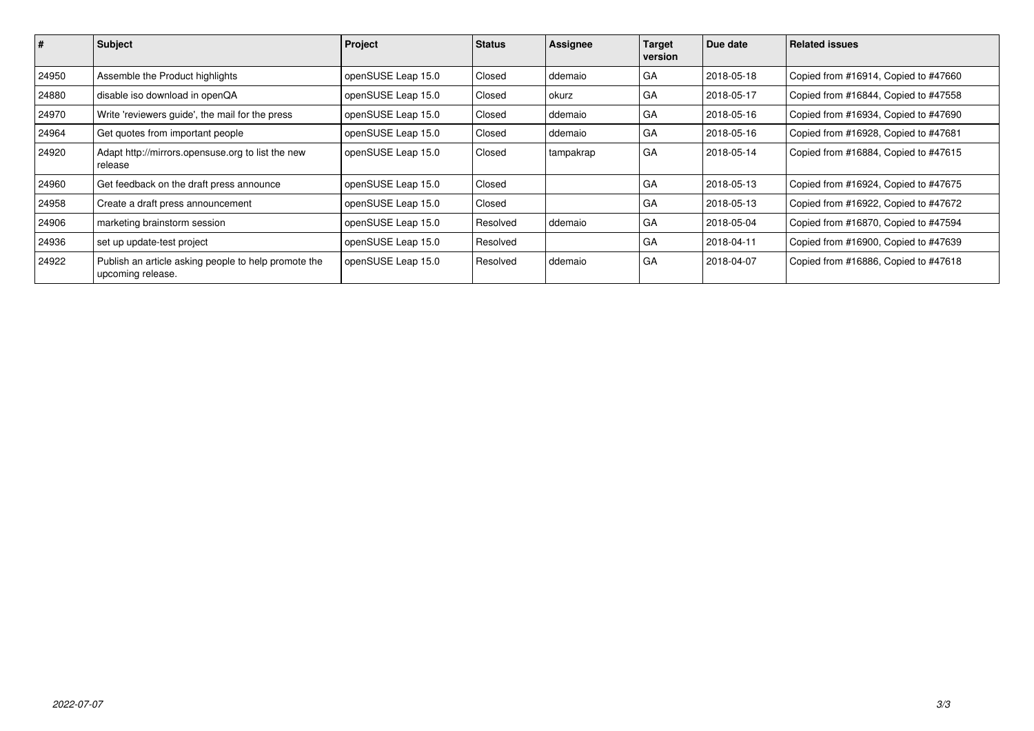| # | Subject | Project | Status | Assignee | Target version | Due date | Related issues |
| --- | --- | --- | --- | --- | --- | --- | --- |
| 24950 | Assemble the Product highlights | openSUSE Leap 15.0 | Closed | ddemaio | GA | 2018-05-18 | Copied from #16914, Copied to #47660 |
| 24880 | disable iso download in openQA | openSUSE Leap 15.0 | Closed | okurz | GA | 2018-05-17 | Copied from #16844, Copied to #47558 |
| 24970 | Write 'reviewers guide', the mail for the press | openSUSE Leap 15.0 | Closed | ddemaio | GA | 2018-05-16 | Copied from #16934, Copied to #47690 |
| 24964 | Get quotes from important people | openSUSE Leap 15.0 | Closed | ddemaio | GA | 2018-05-16 | Copied from #16928, Copied to #47681 |
| 24920 | Adapt http://mirrors.opensuse.org to list the new release | openSUSE Leap 15.0 | Closed | tampakrap | GA | 2018-05-14 | Copied from #16884, Copied to #47615 |
| 24960 | Get feedback on the draft press announce | openSUSE Leap 15.0 | Closed | | GA | 2018-05-13 | Copied from #16924, Copied to #47675 |
| 24958 | Create a draft press announcement | openSUSE Leap 15.0 | Closed | | GA | 2018-05-13 | Copied from #16922, Copied to #47672 |
| 24906 | marketing brainstorm session | openSUSE Leap 15.0 | Resolved | ddemaio | GA | 2018-05-04 | Copied from #16870, Copied to #47594 |
| 24936 | set up update-test project | openSUSE Leap 15.0 | Resolved | | GA | 2018-04-11 | Copied from #16900, Copied to #47639 |
| 24922 | Publish an article asking people to help promote the upcoming release. | openSUSE Leap 15.0 | Resolved | ddemaio | GA | 2018-04-07 | Copied from #16886, Copied to #47618 |